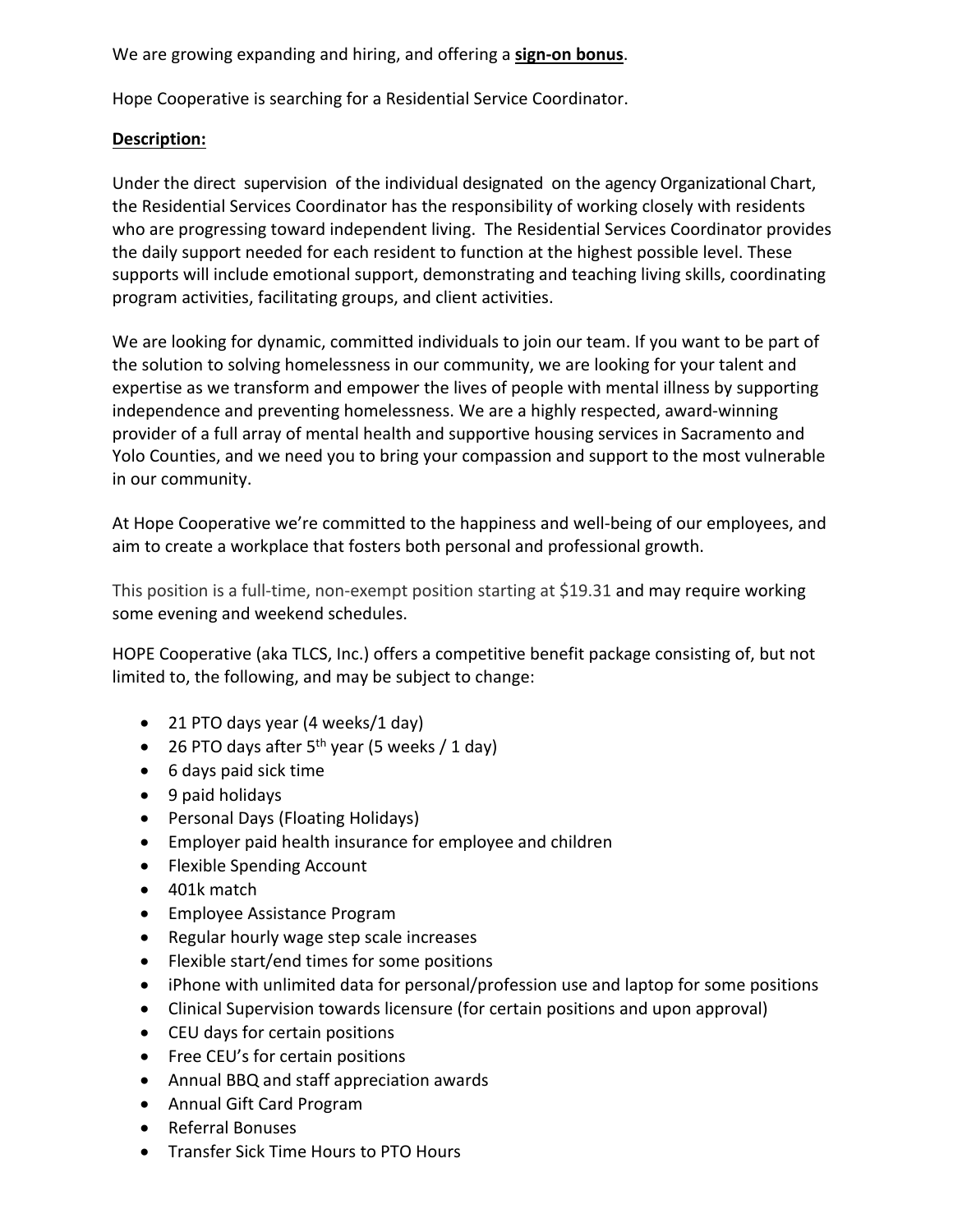We are growing expanding and hiring, and offering a **sign-on bonus**.

Hope Cooperative is searching for a Residential Service Coordinator.

**Description:**

Under the direct supervision of the individual designated on the agency Organizational Chart, the Residential Services Coordinator has the responsibility of working closely with residents who are progressing toward independent living. The Residential Services Coordinator provides the daily support needed for each resident to function at the highest possible level. These supports will include emotional support, demonstrating and teaching living skills, coordinating program activities, facilitating groups, and client activities.

We are looking for dynamic, committed individuals to join our team. If you want to be part of the solution to solving homelessness in our community, we are looking for your talent and expertise as we transform and empower the lives of people with mental illness by supporting independence and preventing homelessness. We are a highly respected, award-winning provider of a full array of mental health and supportive housing services in Sacramento and Yolo Counties, and we need you to bring your compassion and support to the most vulnerable in our community.

At Hope Cooperative we're committed to the happiness and well-being of our employees, and aim to create a workplace that fosters both personal and professional growth.

This position is a full-time, non-exempt position starting at $19.31 and may require working some evening and weekend schedules.

HOPE Cooperative (aka TLCS, Inc.) offers a competitive benefit package consisting of, but not limited to, the following, and may be subject to change:

- 21 PTO days year (4 weeks/1 day)
- 26 PTO days after 5th year (5 weeks / 1 day)
- 6 days paid sick time
- 9 paid holidays
- Personal Days (Floating Holidays)
- Employer paid health insurance for employee and children
- Flexible Spending Account
- 401k match
- Employee Assistance Program
- Regular hourly wage step scale increases
- Flexible start/end times for some positions
- iPhone with unlimited data for personal/profession use and laptop for some positions
- Clinical Supervision towards licensure (for certain positions and upon approval)
- CEU days for certain positions
- Free CEU's for certain positions
- Annual BBQ and staff appreciation awards
- Annual Gift Card Program
- Referral Bonuses
- Transfer Sick Time Hours to PTO Hours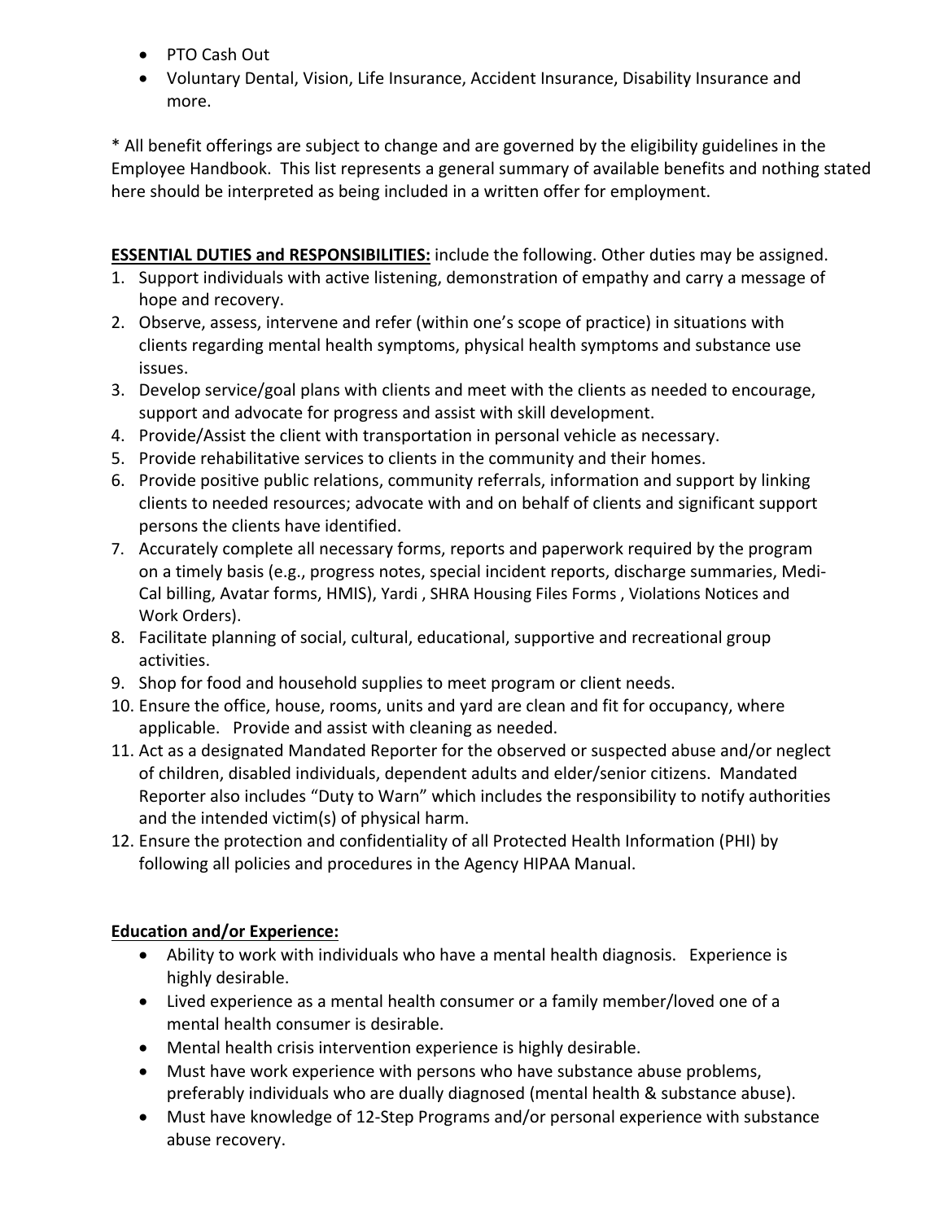- PTO Cash Out
- Voluntary Dental, Vision, Life Insurance, Accident Insurance, Disability Insurance and more.

* All benefit offerings are subject to change and are governed by the eligibility guidelines in the Employee Handbook. This list represents a general summary of available benefits and nothing stated here should be interpreted as being included in a written offer for employment.

**ESSENTIAL DUTIES and RESPONSIBILITIES:** include the following. Other duties may be assigned.

1. Support individuals with active listening, demonstration of empathy and carry a message of hope and recovery.
2. Observe, assess, intervene and refer (within one's scope of practice) in situations with clients regarding mental health symptoms, physical health symptoms and substance use issues.
3. Develop service/goal plans with clients and meet with the clients as needed to encourage, support and advocate for progress and assist with skill development.
4. Provide/Assist the client with transportation in personal vehicle as necessary.
5. Provide rehabilitative services to clients in the community and their homes.
6. Provide positive public relations, community referrals, information and support by linking clients to needed resources; advocate with and on behalf of clients and significant support persons the clients have identified.
7. Accurately complete all necessary forms, reports and paperwork required by the program on a timely basis (e.g., progress notes, special incident reports, discharge summaries, Medi-Cal billing, Avatar forms, HMIS), Yardi , SHRA Housing Files Forms , Violations Notices and Work Orders).
8. Facilitate planning of social, cultural, educational, supportive and recreational group activities.
9. Shop for food and household supplies to meet program or client needs.
10. Ensure the office, house, rooms, units and yard are clean and fit for occupancy, where applicable. Provide and assist with cleaning as needed.
11. Act as a designated Mandated Reporter for the observed or suspected abuse and/or neglect of children, disabled individuals, dependent adults and elder/senior citizens. Mandated Reporter also includes "Duty to Warn" which includes the responsibility to notify authorities and the intended victim(s) of physical harm.
12. Ensure the protection and confidentiality of all Protected Health Information (PHI) by following all policies and procedures in the Agency HIPAA Manual.

**Education and/or Experience:**

- Ability to work with individuals who have a mental health diagnosis. Experience is highly desirable.
- Lived experience as a mental health consumer or a family member/loved one of a mental health consumer is desirable.
- Mental health crisis intervention experience is highly desirable.
- Must have work experience with persons who have substance abuse problems, preferably individuals who are dually diagnosed (mental health & substance abuse).
- Must have knowledge of 12-Step Programs and/or personal experience with substance abuse recovery.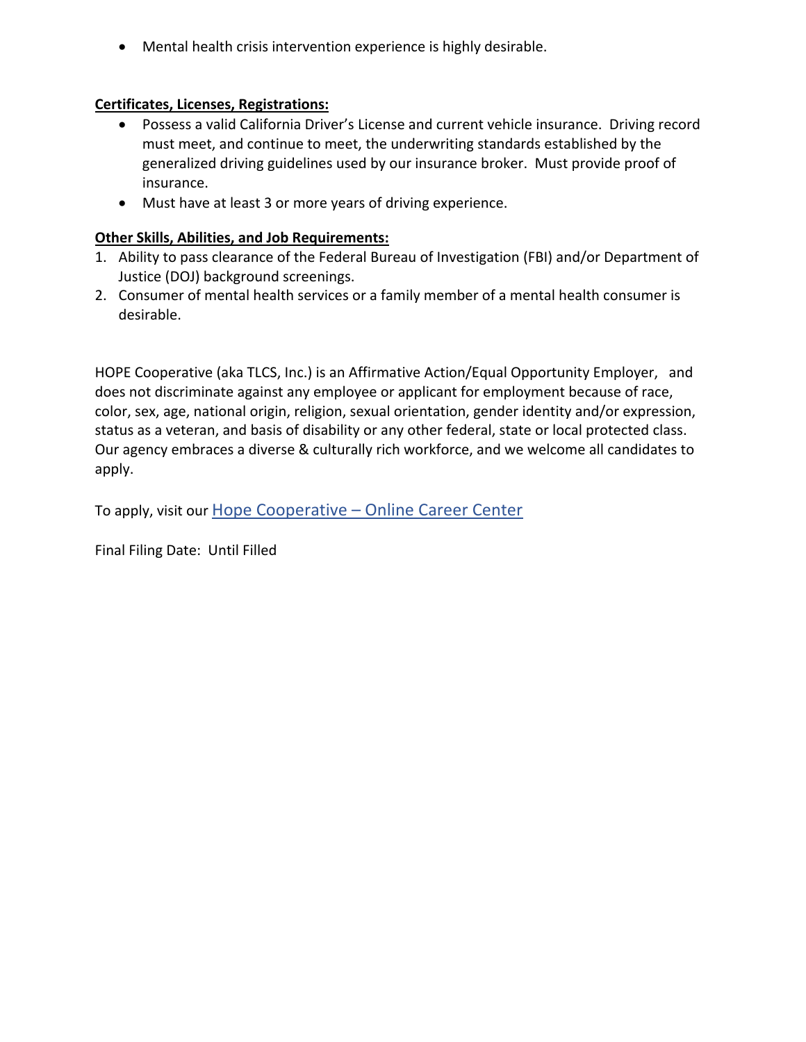- Mental health crisis intervention experience is highly desirable.

**Certificates, Licenses, Registrations:**

- Possess a valid California Driver's License and current vehicle insurance. Driving record must meet, and continue to meet, the underwriting standards established by the generalized driving guidelines used by our insurance broker. Must provide proof of insurance.
- Must have at least 3 or more years of driving experience.

**Other Skills, Abilities, and Job Requirements:**

1. Ability to pass clearance of the Federal Bureau of Investigation (FBI) and/or Department of Justice (DOJ) background screenings.
2. Consumer of mental health services or a family member of a mental health consumer is desirable.

HOPE Cooperative (aka TLCS, Inc.) is an Affirmative Action/Equal Opportunity Employer, and does not discriminate against any employee or applicant for employment because of race, color, sex, age, national origin, religion, sexual orientation, gender identity and/or expression, status as a veteran, and basis of disability or any other federal, state or local protected class. Our agency embraces a diverse & culturally rich workforce, and we welcome all candidates to apply.

To apply, visit our Hope Cooperative – Online Career Center

Final Filing Date: Until Filled